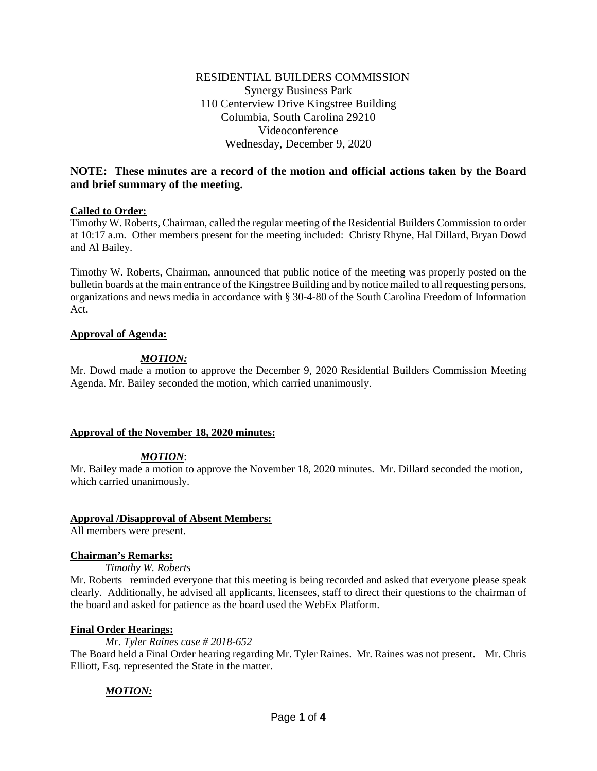RESIDENTIAL BUILDERS COMMISSION
Synergy Business Park
110 Centerview Drive Kingstree Building
Columbia, South Carolina 29210
Videoconference
Wednesday, December 9, 2020

**NOTE: These minutes are a record of the motion and official actions taken by the Board and brief summary of the meeting.**

**Called to Order:**

Timothy W. Roberts, Chairman, called the regular meeting of the Residential Builders Commission to order at 10:17 a.m. Other members present for the meeting included: Christy Rhyne, Hal Dillard, Bryan Dowd and Al Bailey.

Timothy W. Roberts, Chairman, announced that public notice of the meeting was properly posted on the bulletin boards at the main entrance of the Kingstree Building and by notice mailed to all requesting persons, organizations and news media in accordance with § 30-4-80 of the South Carolina Freedom of Information Act.

**Approval of Agenda:**

***MOTION:***

Mr. Dowd made a motion to approve the December 9, 2020 Residential Builders Commission Meeting Agenda. Mr. Bailey seconded the motion, which carried unanimously.

**Approval of the November 18, 2020 minutes:**

***MOTION***:

Mr. Bailey made a motion to approve the November 18, 2020 minutes. Mr. Dillard seconded the motion, which carried unanimously.

**Approval /Disapproval of Absent Members:**

All members were present.

**Chairman's Remarks:**

*Timothy W. Roberts*

Mr. Roberts reminded everyone that this meeting is being recorded and asked that everyone please speak clearly. Additionally, he advised all applicants, licensees, staff to direct their questions to the chairman of the board and asked for patience as the board used the WebEx Platform.

**Final Order Hearings:**

*Mr. Tyler Raines case # 2018-652*

The Board held a Final Order hearing regarding Mr. Tyler Raines. Mr. Raines was not present. Mr. Chris Elliott, Esq. represented the State in the matter.

***MOTION:***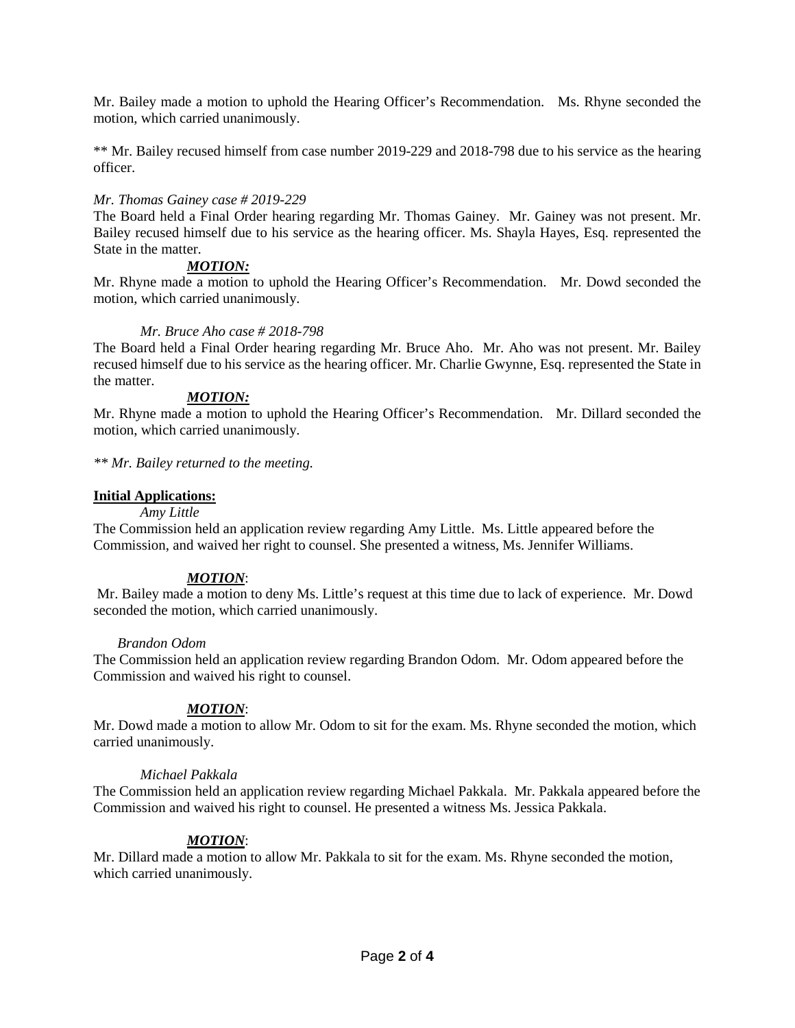Mr. Bailey made a motion to uphold the Hearing Officer's Recommendation. Ms. Rhyne seconded the motion, which carried unanimously.

** Mr. Bailey recused himself from case number 2019-229 and 2018-798 due to his service as the hearing officer.

*Mr. Thomas Gainey case # 2019-229*

The Board held a Final Order hearing regarding Mr. Thomas Gainey. Mr. Gainey was not present. Mr. Bailey recused himself due to his service as the hearing officer. Ms. Shayla Hayes, Esq. represented the State in the matter.

***MOTION:***

Mr. Rhyne made a motion to uphold the Hearing Officer's Recommendation. Mr. Dowd seconded the motion, which carried unanimously.

*Mr. Bruce Aho case # 2018-798*

The Board held a Final Order hearing regarding Mr. Bruce Aho. Mr. Aho was not present. Mr. Bailey recused himself due to his service as the hearing officer. Mr. Charlie Gwynne, Esq. represented the State in the matter.

***MOTION:***

Mr. Rhyne made a motion to uphold the Hearing Officer's Recommendation. Mr. Dillard seconded the motion, which carried unanimously.

*** Mr. Bailey returned to the meeting.*

**Initial Applications:**

*Amy Little*

The Commission held an application review regarding Amy Little. Ms. Little appeared before the Commission, and waived her right to counsel. She presented a witness, Ms. Jennifer Williams.

***MOTION***:

Mr. Bailey made a motion to deny Ms. Little's request at this time due to lack of experience. Mr. Dowd seconded the motion, which carried unanimously.

*Brandon Odom*

The Commission held an application review regarding Brandon Odom. Mr. Odom appeared before the Commission and waived his right to counsel.

***MOTION***:

Mr. Dowd made a motion to allow Mr. Odom to sit for the exam. Ms. Rhyne seconded the motion, which carried unanimously.

*Michael Pakkala*

The Commission held an application review regarding Michael Pakkala. Mr. Pakkala appeared before the Commission and waived his right to counsel. He presented a witness Ms. Jessica Pakkala.

***MOTION***:

Mr. Dillard made a motion to allow Mr. Pakkala to sit for the exam. Ms. Rhyne seconded the motion, which carried unanimously.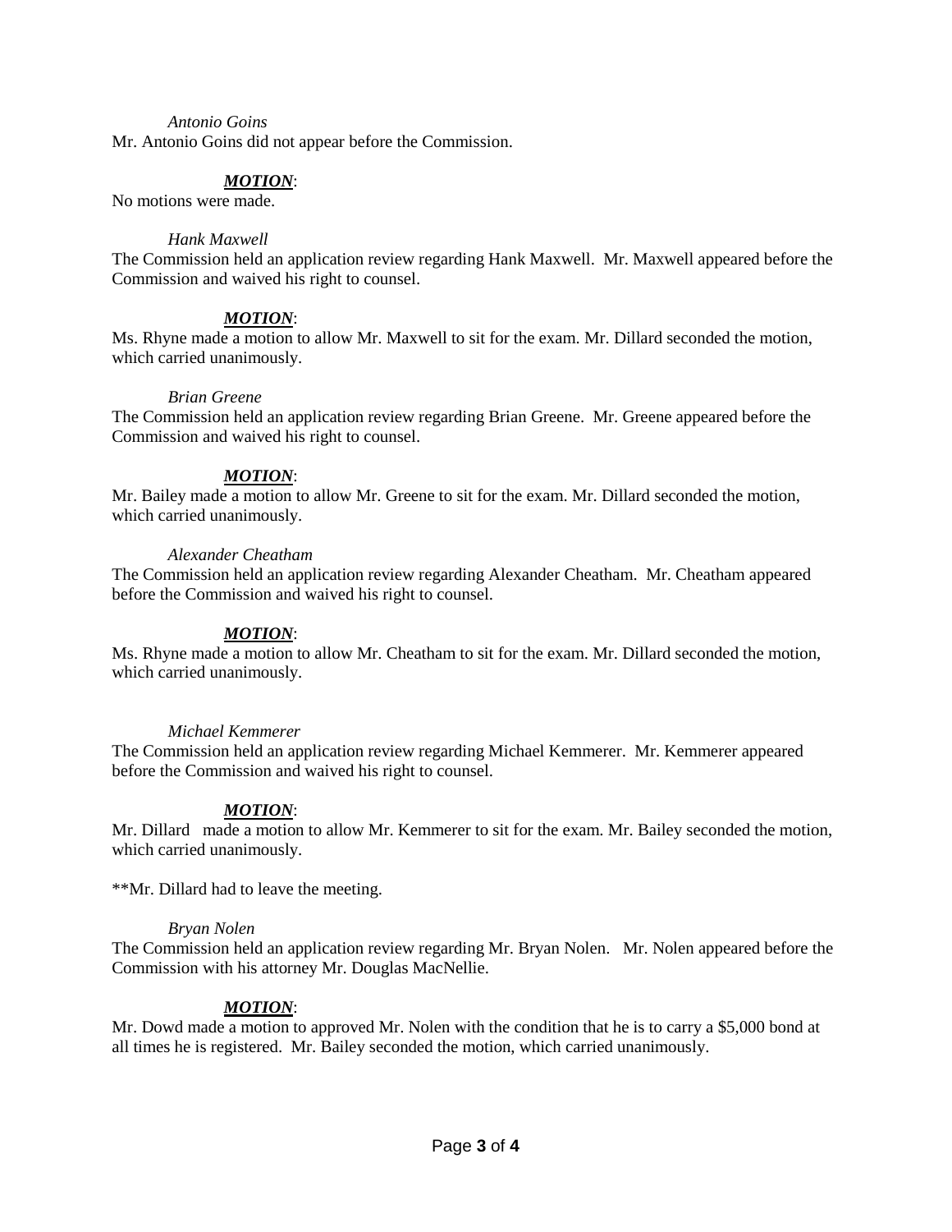*Antonio Goins*

Mr. Antonio Goins did not appear before the Commission.

***MOTION***:

No motions were made.

*Hank Maxwell*

The Commission held an application review regarding Hank Maxwell. Mr. Maxwell appeared before the Commission and waived his right to counsel.

***MOTION***:

Ms. Rhyne made a motion to allow Mr. Maxwell to sit for the exam. Mr. Dillard seconded the motion, which carried unanimously.

*Brian Greene*

The Commission held an application review regarding Brian Greene. Mr. Greene appeared before the Commission and waived his right to counsel.

***MOTION***:

Mr. Bailey made a motion to allow Mr. Greene to sit for the exam. Mr. Dillard seconded the motion, which carried unanimously.

*Alexander Cheatham*

The Commission held an application review regarding Alexander Cheatham. Mr. Cheatham appeared before the Commission and waived his right to counsel.

***MOTION***:

Ms. Rhyne made a motion to allow Mr. Cheatham to sit for the exam. Mr. Dillard seconded the motion, which carried unanimously.

*Michael Kemmerer*

The Commission held an application review regarding Michael Kemmerer. Mr. Kemmerer appeared before the Commission and waived his right to counsel.

***MOTION***:

Mr. Dillard made a motion to allow Mr. Kemmerer to sit for the exam. Mr. Bailey seconded the motion, which carried unanimously.

**Mr. Dillard had to leave the meeting.

*Bryan Nolen*

The Commission held an application review regarding Mr. Bryan Nolen. Mr. Nolen appeared before the Commission with his attorney Mr. Douglas MacNellie.

***MOTION***:

Mr. Dowd made a motion to approved Mr. Nolen with the condition that he is to carry a $5,000 bond at all times he is registered. Mr. Bailey seconded the motion, which carried unanimously.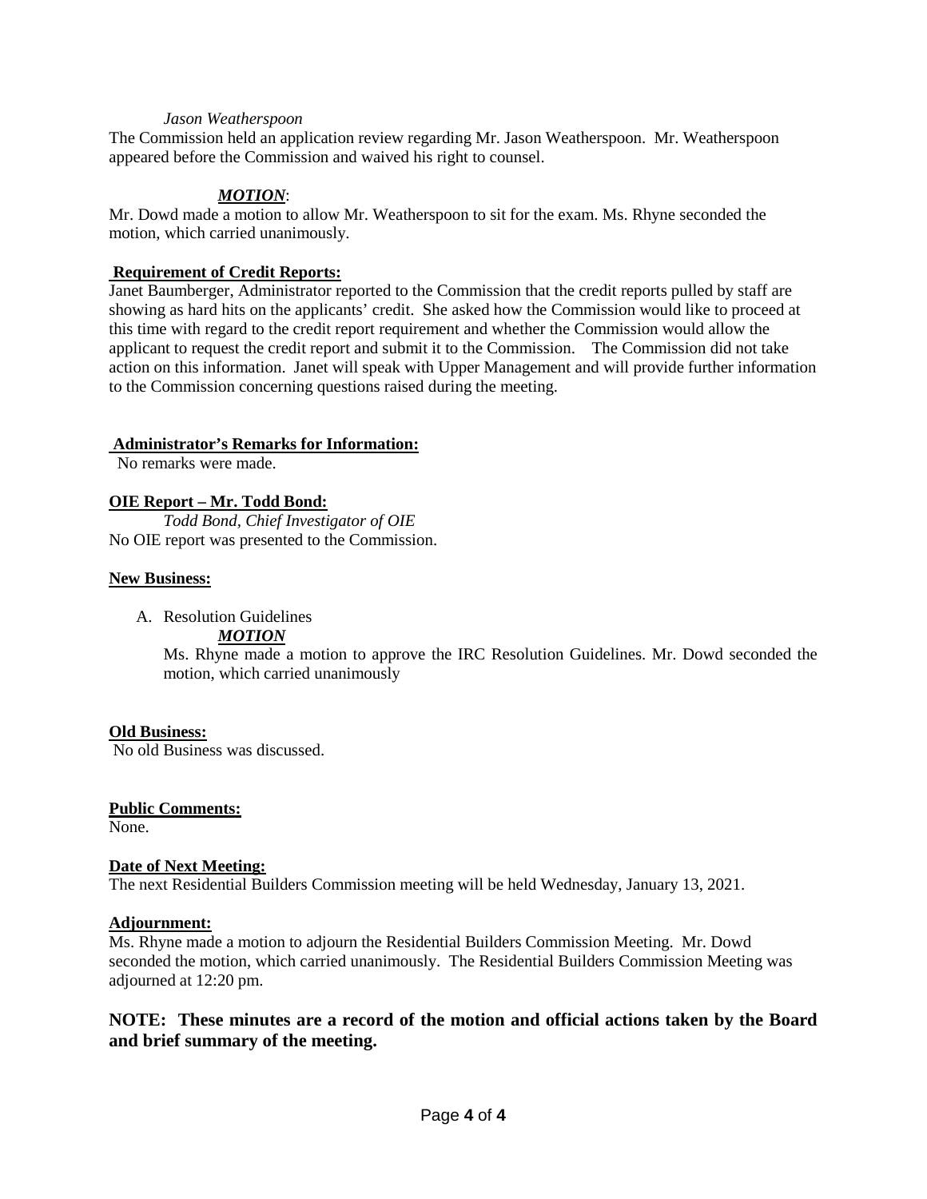*Jason Weatherspoon*

The Commission held an application review regarding Mr. Jason Weatherspoon. Mr. Weatherspoon appeared before the Commission and waived his right to counsel.

***MOTION***:

Mr. Dowd made a motion to allow Mr. Weatherspoon to sit for the exam. Ms. Rhyne seconded the motion, which carried unanimously.

**Requirement of Credit Reports:**

Janet Baumberger, Administrator reported to the Commission that the credit reports pulled by staff are showing as hard hits on the applicants' credit. She asked how the Commission would like to proceed at this time with regard to the credit report requirement and whether the Commission would allow the applicant to request the credit report and submit it to the Commission. The Commission did not take action on this information. Janet will speak with Upper Management and will provide further information to the Commission concerning questions raised during the meeting.

**Administrator's Remarks for Information:**

No remarks were made.

**OIE Report – Mr. Todd Bond:**

*Todd Bond, Chief Investigator of OIE*

No OIE report was presented to the Commission.

**New Business:**

A. Resolution Guidelines

***MOTION***

Ms. Rhyne made a motion to approve the IRC Resolution Guidelines. Mr. Dowd seconded the motion, which carried unanimously

**Old Business:**

No old Business was discussed.

**Public Comments:**

None.

**Date of Next Meeting:**

The next Residential Builders Commission meeting will be held Wednesday, January 13, 2021.

**Adjournment:**

Ms. Rhyne made a motion to adjourn the Residential Builders Commission Meeting. Mr. Dowd seconded the motion, which carried unanimously. The Residential Builders Commission Meeting was adjourned at 12:20 pm.

**NOTE: These minutes are a record of the motion and official actions taken by the Board and brief summary of the meeting.**